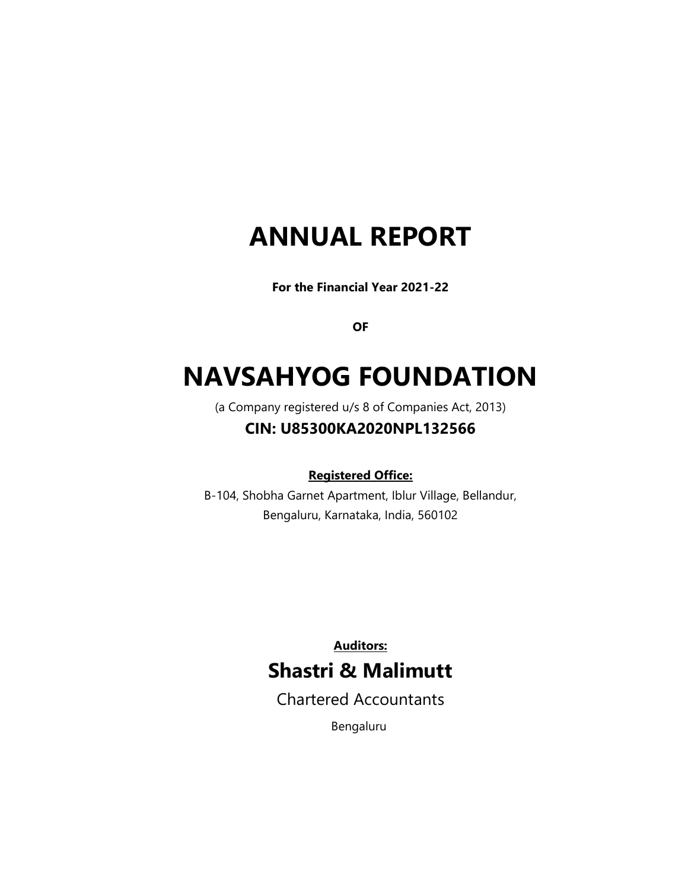# ANNUAL REPORT

**For the Financial Year 2021-22**

**OF**

# NAVSAHYOG FOUNDATION

(a Company registered u/s 8 of Companies Act, 2013)

**CIN: U85300KA2020NPL132566**

**Registered Office:**

B-104, Shobha Garnet Apartment, Iblur Village, Bellandur,
Bengaluru, Karnataka, India, 560102

**Auditors:**

## Shastri & Malimutt

Chartered Accountants

Bengaluru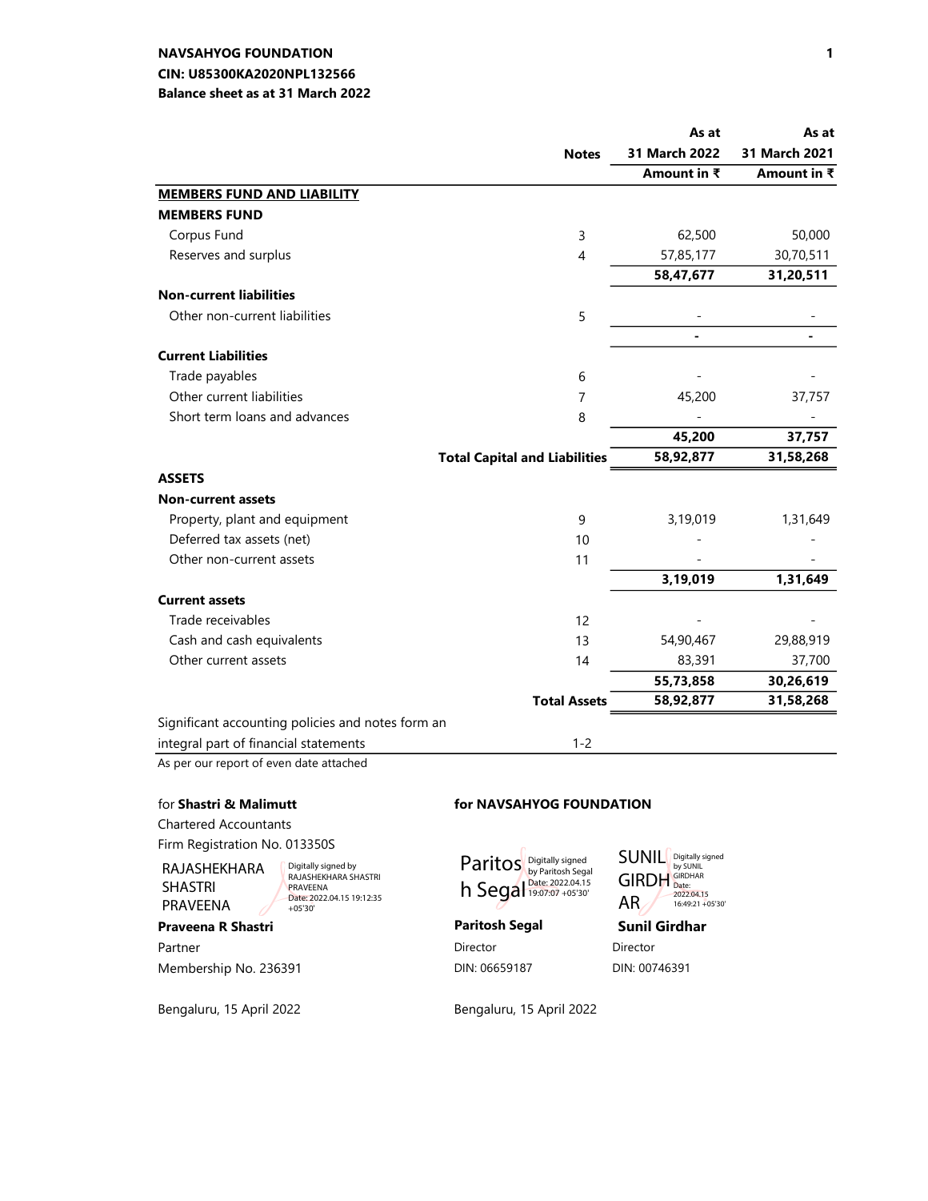**NAVSAHYOG FOUNDATION**
**CIN: U85300KA2020NPL132566**
**Balance sheet as at 31 March 2022**

| | Notes | As at 31 March 2022 Amount in ₹ | As at 31 March 2021 Amount in ₹ |
|---|---|---|---|
| **MEMBERS FUND AND LIABILITY** | | | |
| **MEMBERS FUND** | | | |
| Corpus Fund | 3 | 62,500 | 50,000 |
| Reserves and surplus | 4 | 57,85,177 | 30,70,511 |
| | | **58,47,677** | **31,20,511** |
| **Non-current liabilities** | | | |
| Other non-current liabilities | 5 | - | - |
| | | **-** | **-** |
| **Current Liabilities** | | | |
| Trade payables | 6 | - | - |
| Other current liabilities | 7 | 45,200 | 37,757 |
| Short term loans and advances | 8 | - | - |
| | | **45,200** | **37,757** |
| | **Total Capital and Liabilities** | **58,92,877** | **31,58,268** |
| **ASSETS** | | | |
| **Non-current assets** | | | |
| Property, plant and equipment | 9 | 3,19,019 | 1,31,649 |
| Deferred tax assets (net) | 10 | - | - |
| Other non-current assets | 11 | - | - |
| | | **3,19,019** | **1,31,649** |
| **Current assets** | | | |
| Trade receivables | 12 | - | - |
| Cash and cash equivalents | 13 | 54,90,467 | 29,88,919 |
| Other current assets | 14 | 83,391 | 37,700 |
| | | **55,73,858** | **30,26,619** |
| | **Total Assets** | **58,92,877** | **31,58,268** |
| Significant accounting policies and notes form an integral part of financial statements | 1-2 | | |

As per our report of even date attached

for **Shastri & Malimutt**
Chartered Accountants
Firm Registration No. 013350S

RAJASHEKHARA SHASTRI PRAVEENA (Digitally signed by RAJASHEKHARA SHASTRI PRAVEENA Date: 2022.04.15 19:12:35 +05'30')

**Praveena R Shastri**
Partner
Membership No. 236391

Bengaluru, 15 April 2022

**for NAVSAHYOG FOUNDATION**

Paritosh Segal (Digitally signed by Paritosh Segal Date: 2022.04.15 19:07:07 +05'30')

**Paritosh Segal**
Director
DIN: 06659187

SUNIL GIRDHAR (Digitally signed by SUNIL GIRDHAR Date: 2022.04.15 16:49:21 +05'30')

**Sunil Girdhar**
Director
DIN: 00746391

Bengaluru, 15 April 2022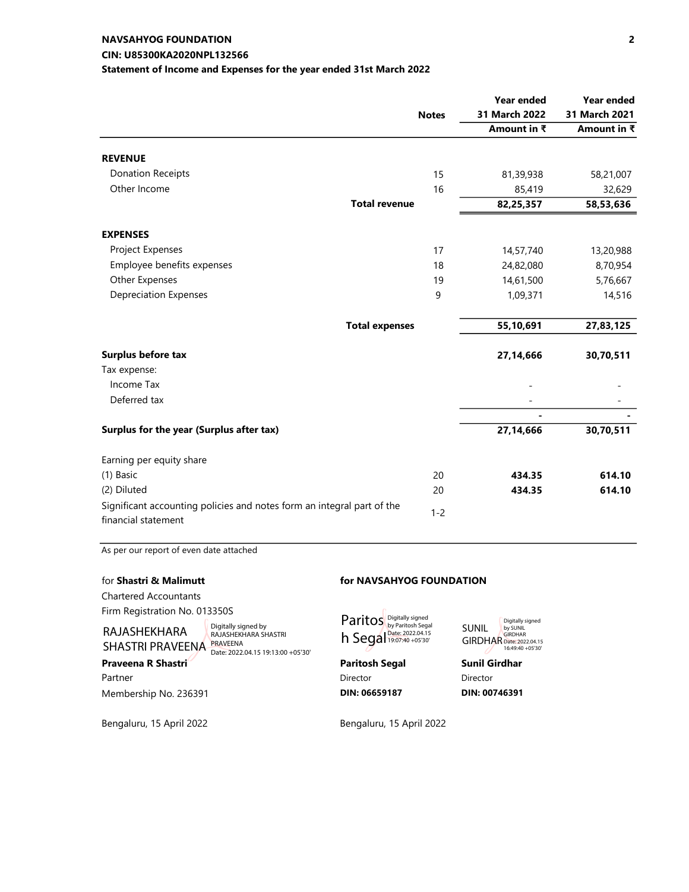**NAVSAHYOG FOUNDATION**

**CIN: U85300KA2020NPL132566**

**Statement of Income and Expenses for the year ended 31st March 2022**

| | Notes | Year ended 31 March 2022 Amount in ₹ | Year ended 31 March 2021 Amount in ₹ |
|---|---|---|---|
| **REVENUE** | | | |
| Donation Receipts | 15 | 81,39,938 | 58,21,007 |
| Other Income | 16 | 85,419 | 32,629 |
| **Total revenue** | | **82,25,357** | **58,53,636** |
| **EXPENSES** | | | |
| Project Expenses | 17 | 14,57,740 | 13,20,988 |
| Employee benefits expenses | 18 | 24,82,080 | 8,70,954 |
| Other Expenses | 19 | 14,61,500 | 5,76,667 |
| Depreciation Expenses | 9 | 1,09,371 | 14,516 |
| **Total expenses** | | **55,10,691** | **27,83,125** |
| **Surplus before tax** | | **27,14,666** | **30,70,511** |
| Tax expense: | | | |
| Income Tax | | - | - |
| Deferred tax | | - | - |
| | | - | - |
| **Surplus for the year (Surplus after tax)** | | **27,14,666** | **30,70,511** |
| Earning per equity share | | | |
| (1) Basic | 20 | **434.35** | **614.10** |
| (2) Diluted | 20 | **434.35** | **614.10** |
| Significant accounting policies and notes form an integral part of the financial statement | 1-2 | | |

As per our report of even date attached

for **Shastri & Malimutt**
Chartered Accountants
Firm Registration No. 013350S

RAJASHEKHARA SHASTRI PRAVEENA (Digitally signed by RAJASHEKHARA SHASTRI PRAVEENA Date: 2022.04.15 19:13:00 +05'30')

**Praveena R Shastri**
Partner
Membership No. 236391

Bengaluru, 15 April 2022

**for NAVSAHYOG FOUNDATION**

Paritosh Segal (Digitally signed by Paritosh Segal Date: 2022.04.15 19:07:40 +05'30')

**Paritosh Segal**
Director
**DIN: 06659187**

SUNIL GIRDHAR (Digitally signed by SUNIL GIRDHAR Date: 2022.04.15 16:49:40 +05'30')

**Sunil Girdhar**
Director
**DIN: 00746391**

Bengaluru, 15 April 2022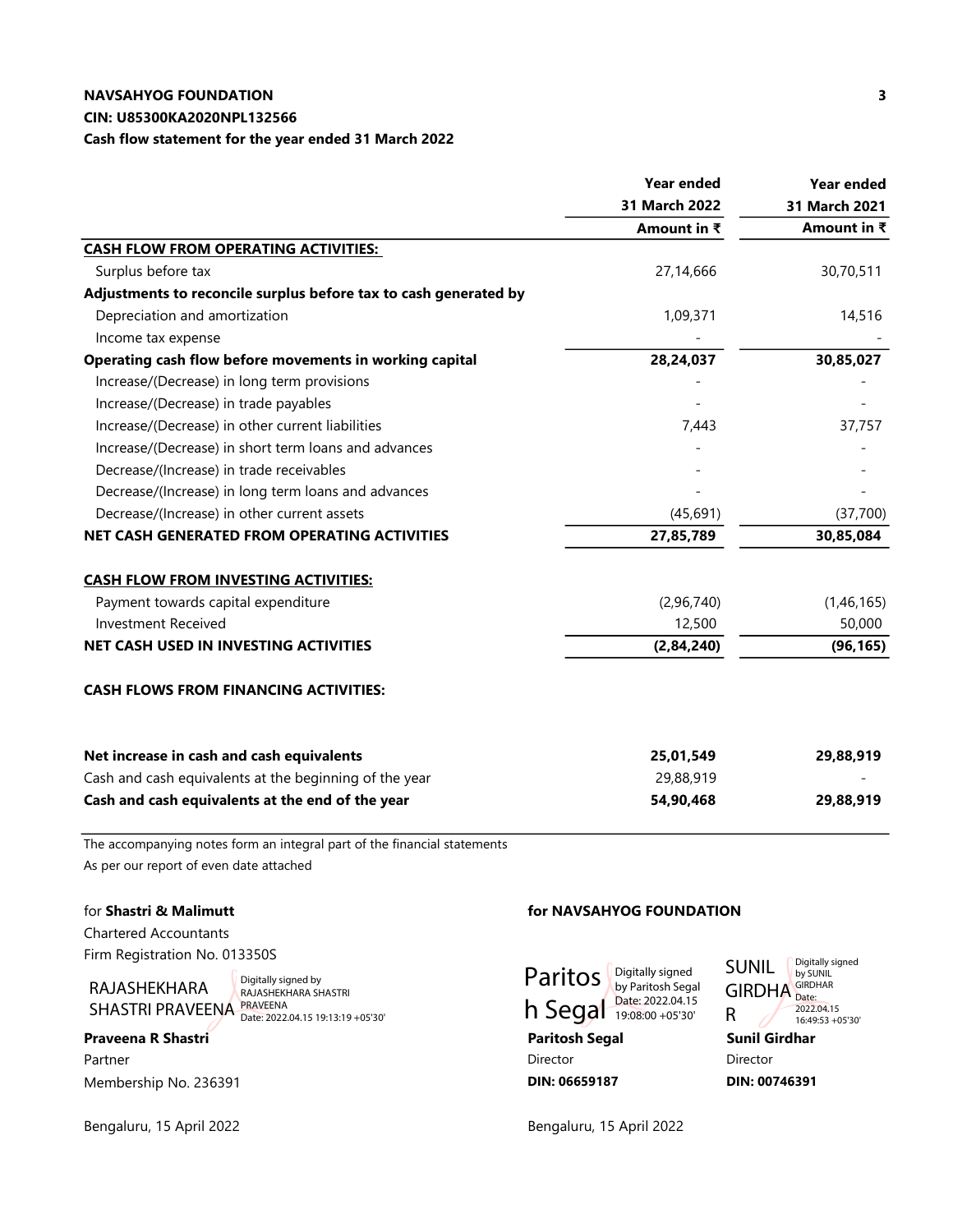**NAVSAHYOG FOUNDATION**
**CIN: U85300KA2020NPL132566**
**Cash flow statement for the year ended 31 March 2022**

| | Year ended 31 March 2022 Amount in ₹ | Year ended 31 March 2021 Amount in ₹ |
|---|---|---|
| **CASH FLOW FROM OPERATING ACTIVITIES:** | | |
| Surplus before tax | 27,14,666 | 30,70,511 |
| **Adjustments to reconcile surplus before tax to cash generated by** | | |
| Depreciation and amortization | 1,09,371 | 14,516 |
| Income tax expense | - | - |
| **Operating cash flow before movements in working capital** | **28,24,037** | **30,85,027** |
| Increase/(Decrease) in long term provisions | - | - |
| Increase/(Decrease) in trade payables | - | - |
| Increase/(Decrease) in other current liabilities | 7,443 | 37,757 |
| Increase/(Decrease) in short term loans and advances | - | - |
| Decrease/(Increase) in trade receivables | - | - |
| Decrease/(Increase) in long term loans and advances | - | - |
| Decrease/(Increase) in other current assets | (45,691) | (37,700) |
| **NET CASH GENERATED FROM OPERATING ACTIVITIES** | **27,85,789** | **30,85,084** |
| **CASH FLOW FROM INVESTING ACTIVITIES:** | | |
| Payment towards capital expenditure | (2,96,740) | (1,46,165) |
| Investment Received | 12,500 | 50,000 |
| **NET CASH USED IN INVESTING ACTIVITIES** | **(2,84,240)** | **(96,165)** |
| **CASH FLOWS FROM FINANCING ACTIVITIES:** | | |
| **Net increase in cash and cash equivalents** | **25,01,549** | **29,88,919** |
| Cash and cash equivalents at the beginning of the year | 29,88,919 | - |
| **Cash and cash equivalents at the end of the year** | **54,90,468** | **29,88,919** |

The accompanying notes form an integral part of the financial statements
As per our report of even date attached

for **Shastri & Malimutt**
Chartered Accountants
Firm Registration No. 013350S

RAJASHEKHARA SHASTRI PRAVEENA — Digitally signed by RAJASHEKHARA SHASTRI PRAVEENA Date: 2022.04.15 19:13:19 +05'30'

**Praveena R Shastri**
Partner
Membership No. 236391

Bengaluru, 15 April 2022

**for NAVSAHYOG FOUNDATION**

Paritosh Segal — Digitally signed by Paritosh Segal Date: 2022.04.15 19:08:00 +05'30'

**Paritosh Segal**
Director
**DIN: 06659187**

SUNIL GIRDHAR — Digitally signed by SUNIL GIRDHAR Date: 2022.04.15 16:49:53 +05'30'

**Sunil Girdhar**
Director
**DIN: 00746391**

Bengaluru, 15 April 2022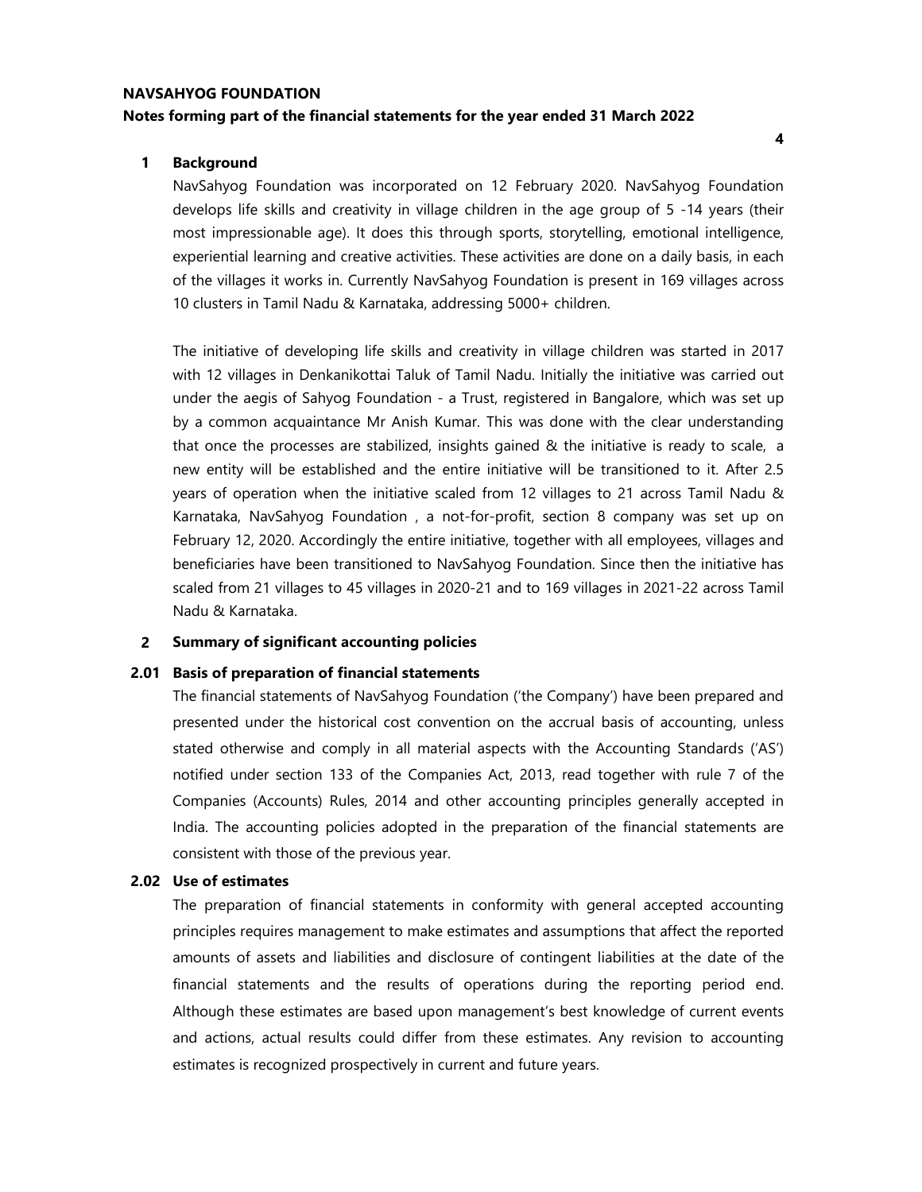**NAVSAHYOG FOUNDATION**

**Notes forming part of the financial statements for the year ended 31 March 2022**

## 1 Background

NavSahyog Foundation was incorporated on 12 February 2020. NavSahyog Foundation develops life skills and creativity in village children in the age group of 5 -14 years (their most impressionable age). It does this through sports, storytelling, emotional intelligence, experiential learning and creative activities. These activities are done on a daily basis, in each of the villages it works in. Currently NavSahyog Foundation is present in 169 villages across 10 clusters in Tamil Nadu & Karnataka, addressing 5000+ children.

The initiative of developing life skills and creativity in village children was started in 2017 with 12 villages in Denkanikottai Taluk of Tamil Nadu. Initially the initiative was carried out under the aegis of Sahyog Foundation - a Trust, registered in Bangalore, which was set up by a common acquaintance Mr Anish Kumar. This was done with the clear understanding that once the processes are stabilized, insights gained & the initiative is ready to scale, a new entity will be established and the entire initiative will be transitioned to it. After 2.5 years of operation when the initiative scaled from 12 villages to 21 across Tamil Nadu & Karnataka, NavSahyog Foundation , a not-for-profit, section 8 company was set up on February 12, 2020. Accordingly the entire initiative, together with all employees, villages and beneficiaries have been transitioned to NavSahyog Foundation. Since then the initiative has scaled from 21 villages to 45 villages in 2020-21 and to 169 villages in 2021-22 across Tamil Nadu & Karnataka.

## 2 Summary of significant accounting policies

### 2.01 Basis of preparation of financial statements

The financial statements of NavSahyog Foundation ('the Company') have been prepared and presented under the historical cost convention on the accrual basis of accounting, unless stated otherwise and comply in all material aspects with the Accounting Standards ('AS') notified under section 133 of the Companies Act, 2013, read together with rule 7 of the Companies (Accounts) Rules, 2014 and other accounting principles generally accepted in India. The accounting policies adopted in the preparation of the financial statements are consistent with those of the previous year.

### 2.02 Use of estimates

The preparation of financial statements in conformity with general accepted accounting principles requires management to make estimates and assumptions that affect the reported amounts of assets and liabilities and disclosure of contingent liabilities at the date of the financial statements and the results of operations during the reporting period end. Although these estimates are based upon management's best knowledge of current events and actions, actual results could differ from these estimates. Any revision to accounting estimates is recognized prospectively in current and future years.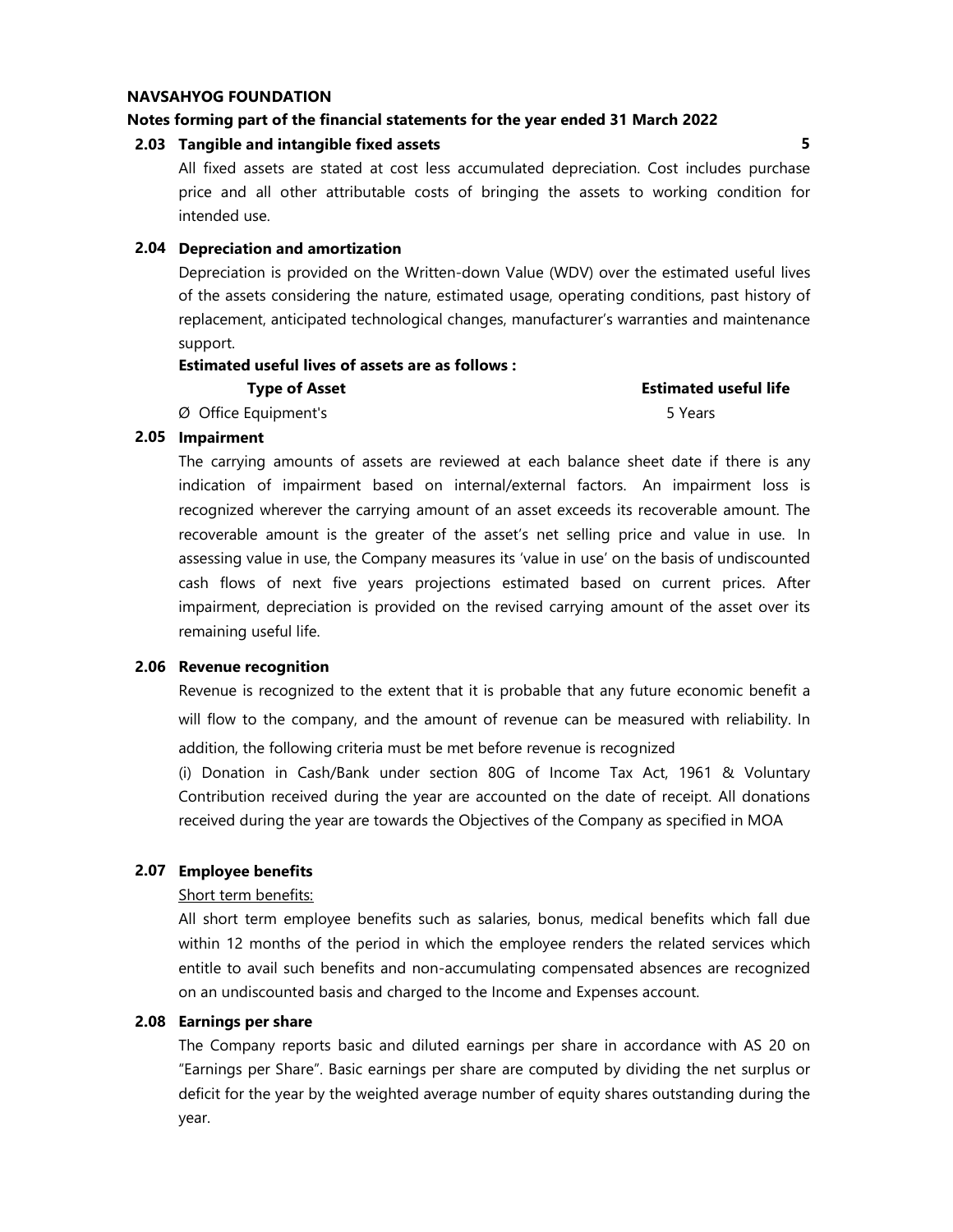**NAVSAHYOG FOUNDATION**

**Notes forming part of the financial statements for the year ended 31 March 2022**

**2.03 Tangible and intangible fixed assets**

All fixed assets are stated at cost less accumulated depreciation. Cost includes purchase price and all other attributable costs of bringing the assets to working condition for intended use.

**2.04 Depreciation and amortization**

Depreciation is provided on the Written-down Value (WDV) over the estimated useful lives of the assets considering the nature, estimated usage, operating conditions, past history of replacement, anticipated technological changes, manufacturer's warranties and maintenance support.

**Estimated useful lives of assets are as follows :**

| Type of Asset | Estimated useful life |
| --- | --- |
| Ø Office Equipment's | 5 Years |

**2.05 Impairment**

The carrying amounts of assets are reviewed at each balance sheet date if there is any indication of impairment based on internal/external factors. An impairment loss is recognized wherever the carrying amount of an asset exceeds its recoverable amount. The recoverable amount is the greater of the asset's net selling price and value in use. In assessing value in use, the Company measures its 'value in use' on the basis of undiscounted cash flows of next five years projections estimated based on current prices. After impairment, depreciation is provided on the revised carrying amount of the asset over its remaining useful life.

**2.06 Revenue recognition**

Revenue is recognized to the extent that it is probable that any future economic benefit a will flow to the company, and the amount of revenue can be measured with reliability. In addition, the following criteria must be met before revenue is recognized

(i) Donation in Cash/Bank under section 80G of Income Tax Act, 1961 & Voluntary Contribution received during the year are accounted on the date of receipt. All donations received during the year are towards the Objectives of the Company as specified in MOA

**2.07 Employee benefits**

Short term benefits:

All short term employee benefits such as salaries, bonus, medical benefits which fall due within 12 months of the period in which the employee renders the related services which entitle to avail such benefits and non-accumulating compensated absences are recognized on an undiscounted basis and charged to the Income and Expenses account.

**2.08 Earnings per share**

The Company reports basic and diluted earnings per share in accordance with AS 20 on "Earnings per Share". Basic earnings per share are computed by dividing the net surplus or deficit for the year by the weighted average number of equity shares outstanding during the year.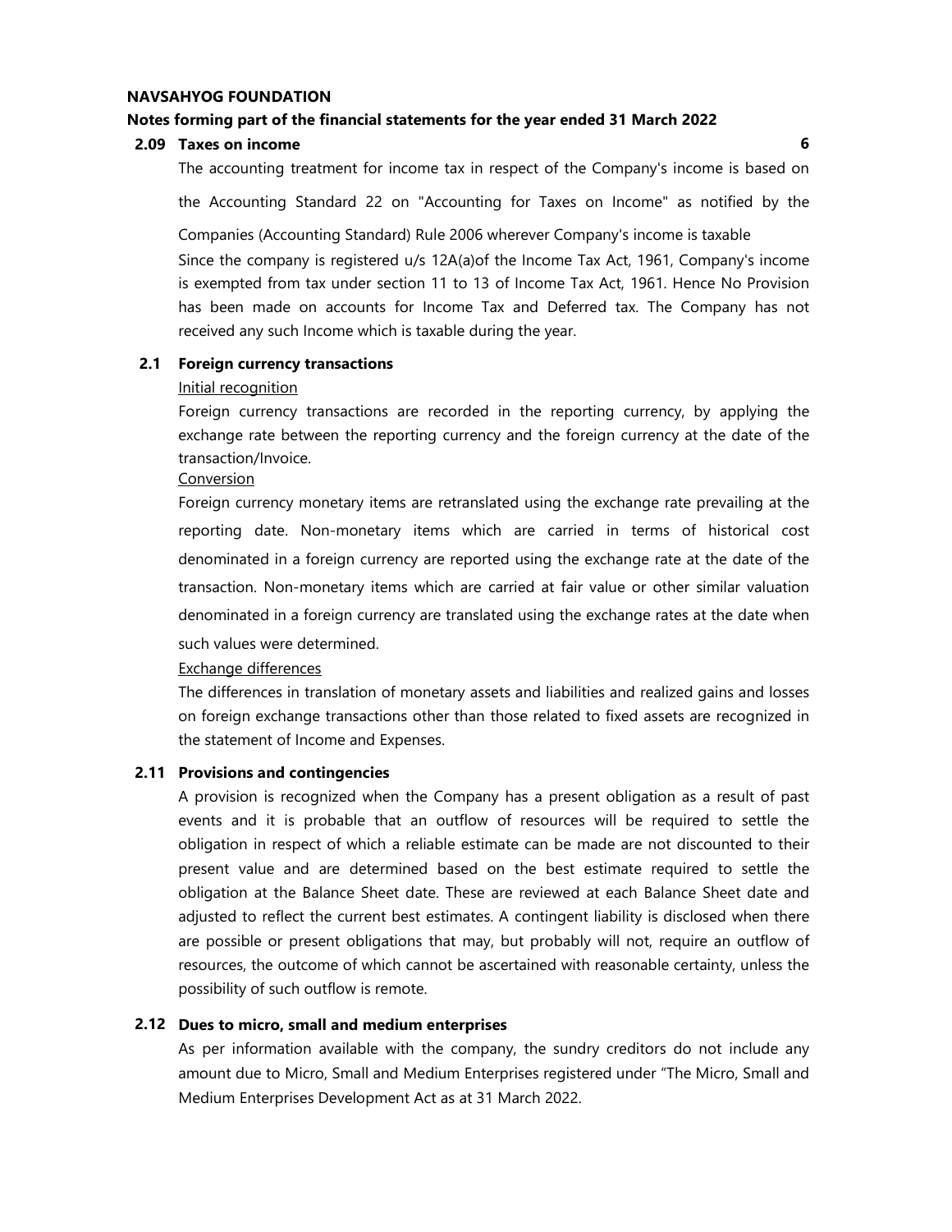**NAVSAHYOG FOUNDATION**

**Notes forming part of the financial statements for the year ended 31 March 2022**

**2.09 Taxes on income**

The accounting treatment for income tax in respect of the Company's income is based on the Accounting Standard 22 on "Accounting for Taxes on Income" as notified by the Companies (Accounting Standard) Rule 2006 wherever Company's income is taxable

Since the company is registered u/s 12A(a)of the Income Tax Act, 1961, Company's income is exempted from tax under section 11 to 13 of Income Tax Act, 1961. Hence No Provision has been made on accounts for Income Tax and Deferred tax. The Company has not received any such Income which is taxable during the year.

**2.1 Foreign currency transactions**

Initial recognition

Foreign currency transactions are recorded in the reporting currency, by applying the exchange rate between the reporting currency and the foreign currency at the date of the transaction/Invoice.

Conversion

Foreign currency monetary items are retranslated using the exchange rate prevailing at the reporting date. Non-monetary items which are carried in terms of historical cost denominated in a foreign currency are reported using the exchange rate at the date of the transaction. Non-monetary items which are carried at fair value or other similar valuation denominated in a foreign currency are translated using the exchange rates at the date when such values were determined.

Exchange differences

The differences in translation of monetary assets and liabilities and realized gains and losses on foreign exchange transactions other than those related to fixed assets are recognized in the statement of Income and Expenses.

**2.11 Provisions and contingencies**

A provision is recognized when the Company has a present obligation as a result of past events and it is probable that an outflow of resources will be required to settle the obligation in respect of which a reliable estimate can be made are not discounted to their present value and are determined based on the best estimate required to settle the obligation at the Balance Sheet date. These are reviewed at each Balance Sheet date and adjusted to reflect the current best estimates. A contingent liability is disclosed when there are possible or present obligations that may, but probably will not, require an outflow of resources, the outcome of which cannot be ascertained with reasonable certainty, unless the possibility of such outflow is remote.

**2.12 Dues to micro, small and medium enterprises**

As per information available with the company, the sundry creditors do not include any amount due to Micro, Small and Medium Enterprises registered under "The Micro, Small and Medium Enterprises Development Act as at 31 March 2022.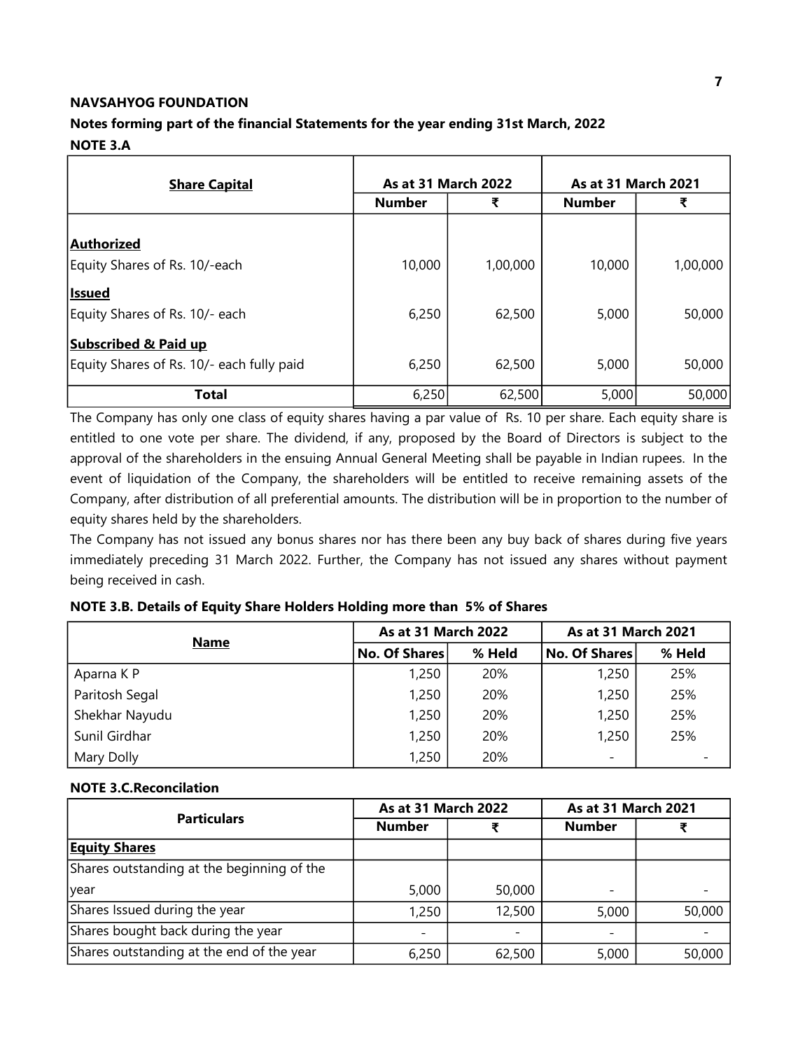**NAVSAHYOG FOUNDATION**

**Notes forming part of the financial Statements for the year ending 31st March, 2022**

**NOTE 3.A**

| **Share Capital** | **As at 31 March 2022** | | **As at 31 March 2021** | |
|---|---|---|---|---|
| | **Number** | **₹** | **Number** | **₹** |
| **Authorized** | | | | |
| Equity Shares of Rs. 10/-each | 10,000 | 1,00,000 | 10,000 | 1,00,000 |
| **Issued** | | | | |
| Equity Shares of Rs. 10/- each | 6,250 | 62,500 | 5,000 | 50,000 |
| **Subscribed & Paid up** | | | | |
| Equity Shares of Rs. 10/- each fully paid | 6,250 | 62,500 | 5,000 | 50,000 |
| **Total** | 6,250 | 62,500 | 5,000 | 50,000 |

The Company has only one class of equity shares having a par value of Rs. 10 per share. Each equity share is entitled to one vote per share. The dividend, if any, proposed by the Board of Directors is subject to the approval of the shareholders in the ensuing Annual General Meeting shall be payable in Indian rupees. In the event of liquidation of the Company, the shareholders will be entitled to receive remaining assets of the Company, after distribution of all preferential amounts. The distribution will be in proportion to the number of equity shares held by the shareholders.

The Company has not issued any bonus shares nor has there been any buy back of shares during five years immediately preceding 31 March 2022. Further, the Company has not issued any shares without payment being received in cash.

**NOTE 3.B. Details of Equity Share Holders Holding more than 5% of Shares**

| **Name** | **As at 31 March 2022** | | **As at 31 March 2021** | |
|---|---|---|---|---|
| | **No. Of Shares** | **% Held** | **No. Of Shares** | **% Held** |
| Aparna K P | 1,250 | 20% | 1,250 | 25% |
| Paritosh Segal | 1,250 | 20% | 1,250 | 25% |
| Shekhar Nayudu | 1,250 | 20% | 1,250 | 25% |
| Sunil Girdhar | 1,250 | 20% | 1,250 | 25% |
| Mary Dolly | 1,250 | 20% | - | - |

**NOTE 3.C.Reconcilation**

| **Particulars** | **As at 31 March 2022** | | **As at 31 March 2021** | |
|---|---|---|---|---|
| | **Number** | **₹** | **Number** | **₹** |
| **Equity Shares** | | | | |
| Shares outstanding at the beginning of the year | 5,000 | 50,000 | - | - |
| Shares Issued during the year | 1,250 | 12,500 | 5,000 | 50,000 |
| Shares bought back during the year | - | - | - | - |
| Shares outstanding at the end of the year | 6,250 | 62,500 | 5,000 | 50,000 |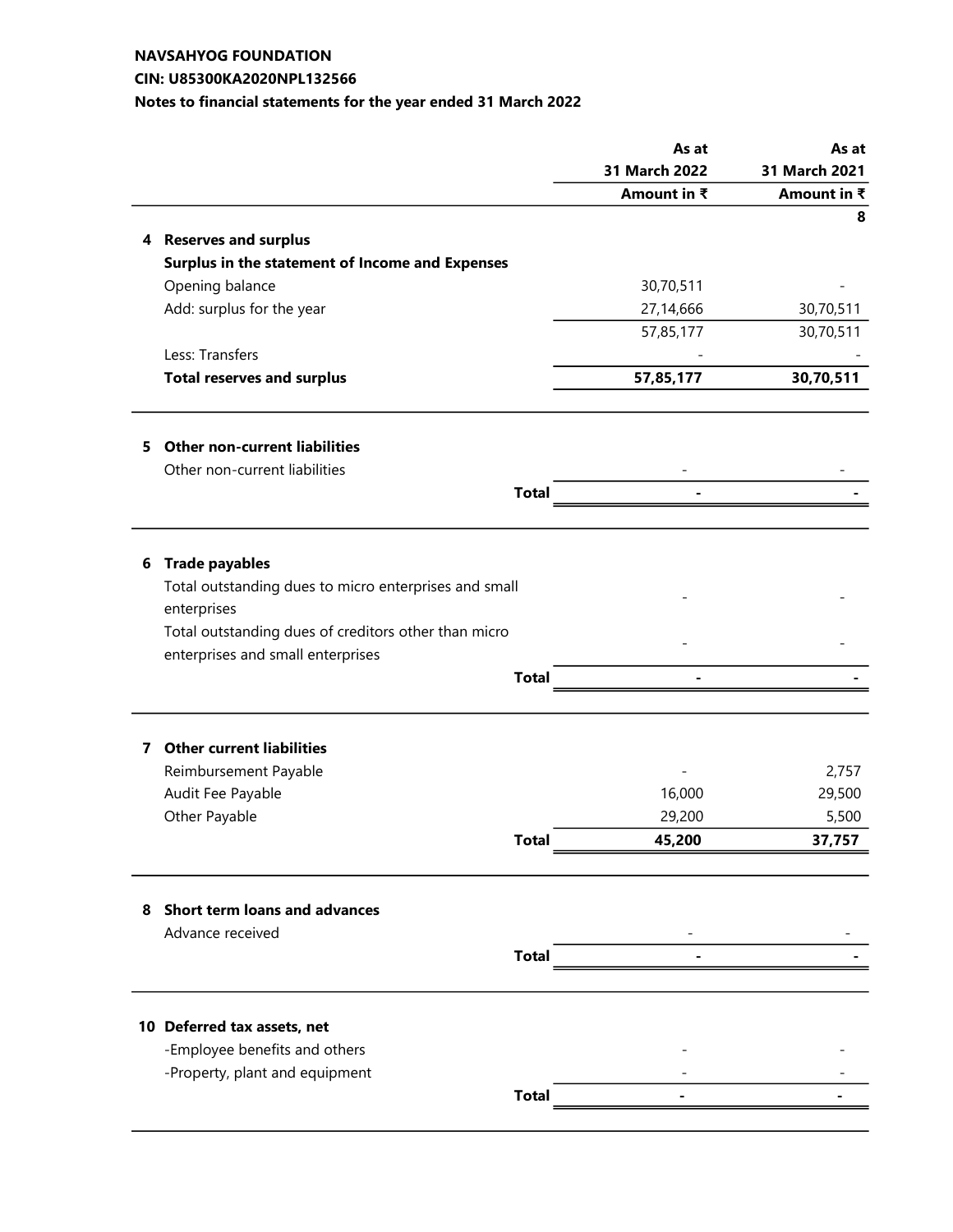**NAVSAHYOG FOUNDATION**

**CIN: U85300KA2020NPL132566**

**Notes to financial statements for the year ended 31 March 2022**

| | | As at 31 March 2022 Amount in ₹ | As at 31 March 2021 Amount in ₹ |
|---|---|---|---|
| | | | 8 |
| **4** | **Reserves and surplus** | | |
| | **Surplus in the statement of Income and Expenses** | | |
| | Opening balance | 30,70,511 | - |
| | Add: surplus for the year | 27,14,666 | 30,70,511 |
| | | 57,85,177 | 30,70,511 |
| | Less: Transfers | - | - |
| | **Total reserves and surplus** | **57,85,177** | **30,70,511** |
| | | | |
| **5** | **Other non-current liabilities** | | |
| | Other non-current liabilities | - | - |
| | **Total** | **-** | **-** |
| | | | |
| **6** | **Trade payables** | | |
| | Total outstanding dues to micro enterprises and small enterprises | - | - |
| | Total outstanding dues of creditors other than micro enterprises and small enterprises | - | - |
| | **Total** | **-** | **-** |
| | | | |
| **7** | **Other current liabilities** | | |
| | Reimbursement Payable | - | 2,757 |
| | Audit Fee Payable | 16,000 | 29,500 |
| | Other Payable | 29,200 | 5,500 |
| | **Total** | **45,200** | **37,757** |
| | | | |
| **8** | **Short term loans and advances** | | |
| | Advance received | - | - |
| | **Total** | **-** | **-** |
| | | | |
| **10** | **Deferred tax assets, net** | | |
| | -Employee benefits and others | - | - |
| | -Property, plant and equipment | - | - |
| | **Total** | **-** | **-** |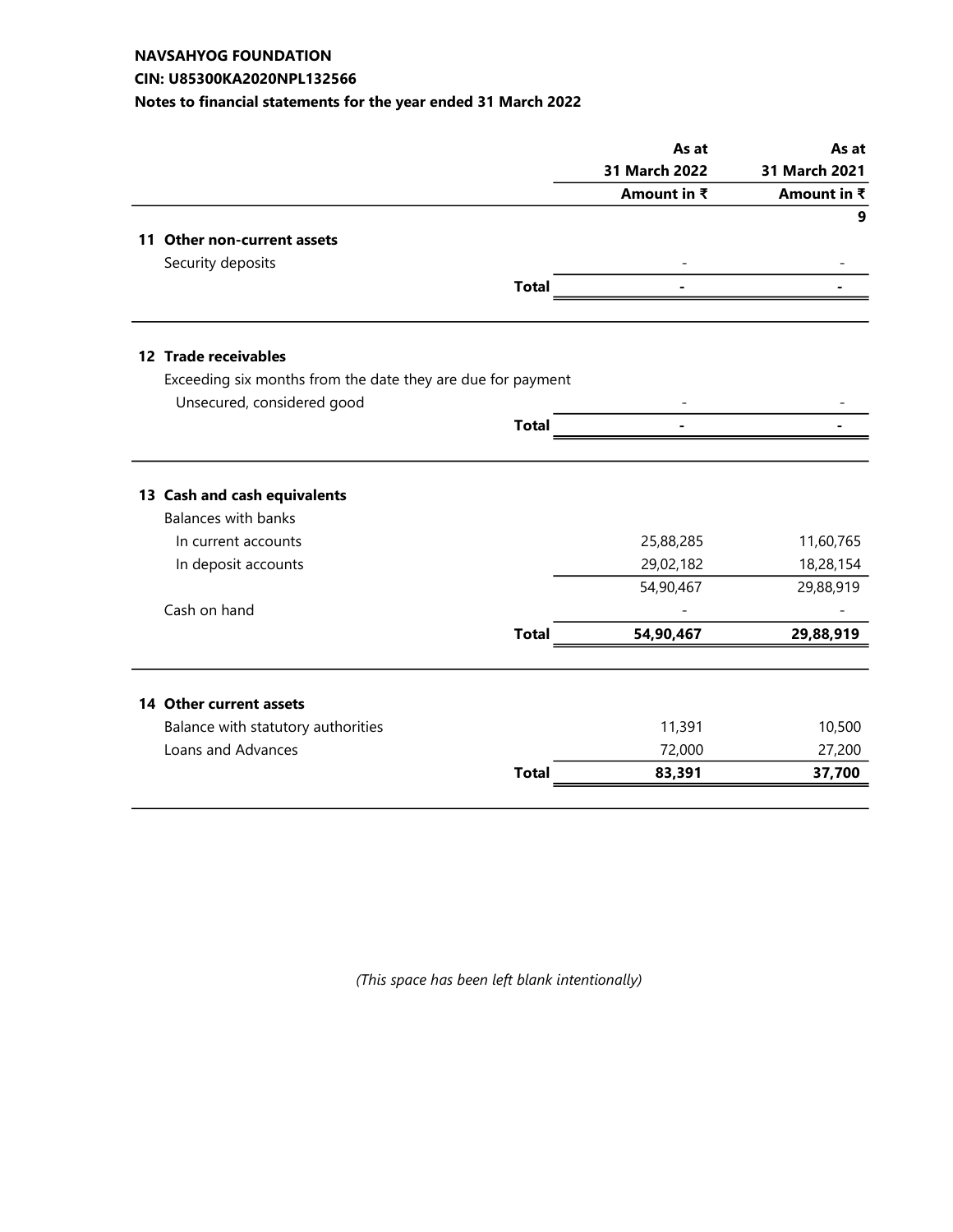**NAVSAHYOG FOUNDATION**

**CIN: U85300KA2020NPL132566**

**Notes to financial statements for the year ended 31 March 2022**

| | As at 31 March 2022 Amount in ₹ | As at 31 March 2021 Amount in ₹ |
|---|---|---|
| | | **9** |
| **11 Other non-current assets** | | |
| Security deposits | - | - |
| **Total** | **-** | **-** |
| | | |
| **12 Trade receivables** | | |
| Exceeding six months from the date they are due for payment | | |
| Unsecured, considered good | - | - |
| **Total** | **-** | **-** |
| | | |
| **13 Cash and cash equivalents** | | |
| Balances with banks | | |
| In current accounts | 25,88,285 | 11,60,765 |
| In deposit accounts | 29,02,182 | 18,28,154 |
| | 54,90,467 | 29,88,919 |
| Cash on hand | - | - |
| **Total** | **54,90,467** | **29,88,919** |
| | | |
| **14 Other current assets** | | |
| Balance with statutory authorities | 11,391 | 10,500 |
| Loans and Advances | 72,000 | 27,200 |
| **Total** | **83,391** | **37,700** |

*(This space has been left blank intentionally)*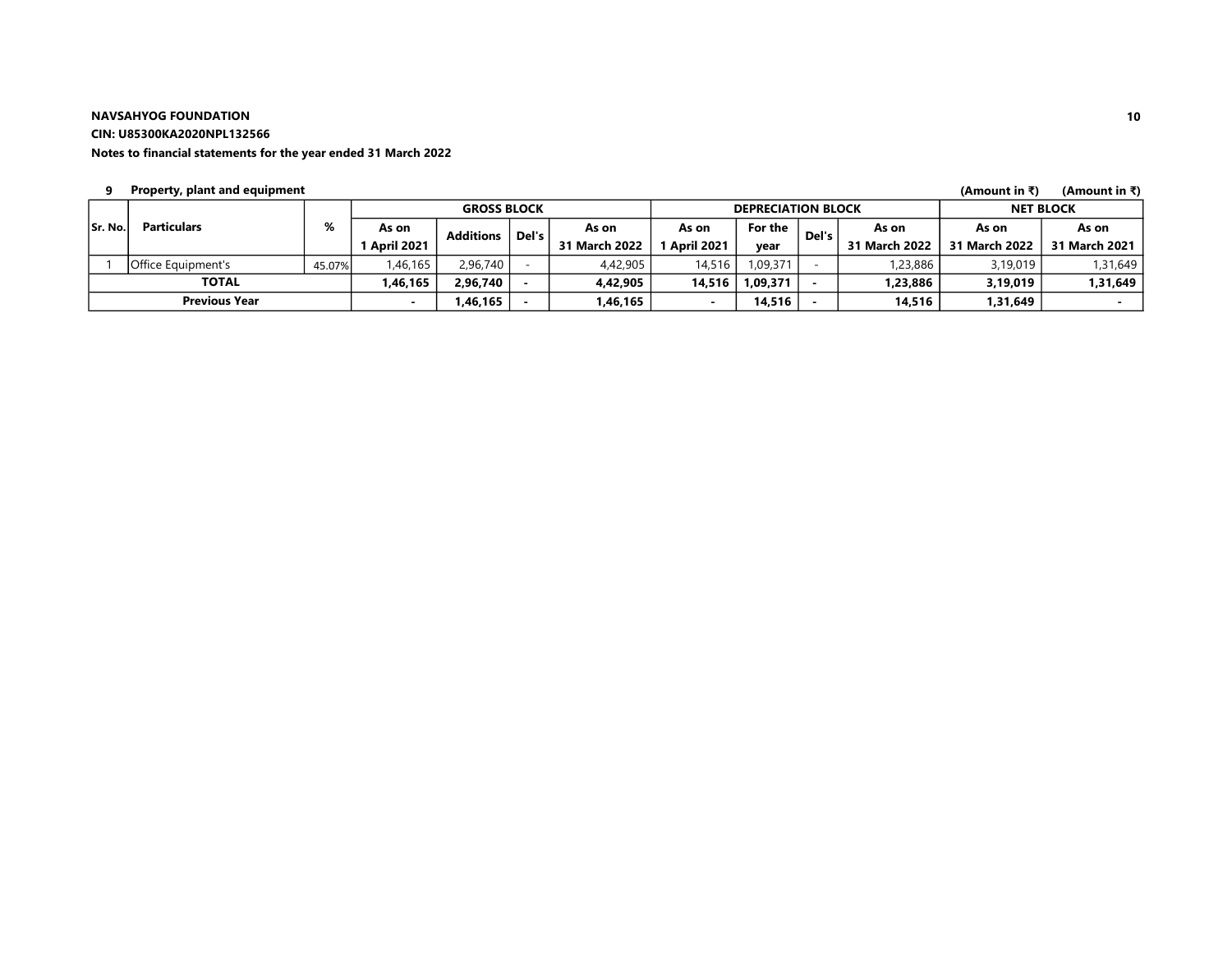**NAVSAHYOG FOUNDATION**

**CIN: U85300KA2020NPL132566**

**Notes to financial statements for the year ended 31 March 2022**

**9 Property, plant and equipment**

(Amount in ₹) (Amount in ₹)

| Sr. No. | Particulars | % | GROSS BLOCK | | | | DEPRECIATION BLOCK | | | | NET BLOCK | |
|---|---|---|---|---|---|---|---|---|---|---|---|---|
| | | | As on 1 April 2021 | Additions | Del's | As on 31 March 2022 | As on 1 April 2021 | For the year | Del's | As on 31 March 2022 | As on 31 March 2022 | As on 31 March 2021 |
| 1 | Office Equipment's | 45.07% | 1,46,165 | 2,96,740 | - | 4,42,905 | 14,516 | 1,09,371 | - | 1,23,886 | 3,19,019 | 1,31,649 |
| **TOTAL** | | | **1,46,165** | **2,96,740** | **-** | **4,42,905** | **14,516** | **1,09,371** | **-** | **1,23,886** | **3,19,019** | **1,31,649** |
| **Previous Year** | | | **-** | **1,46,165** | **-** | **1,46,165** | **-** | **14,516** | **-** | **14,516** | **1,31,649** | **-** |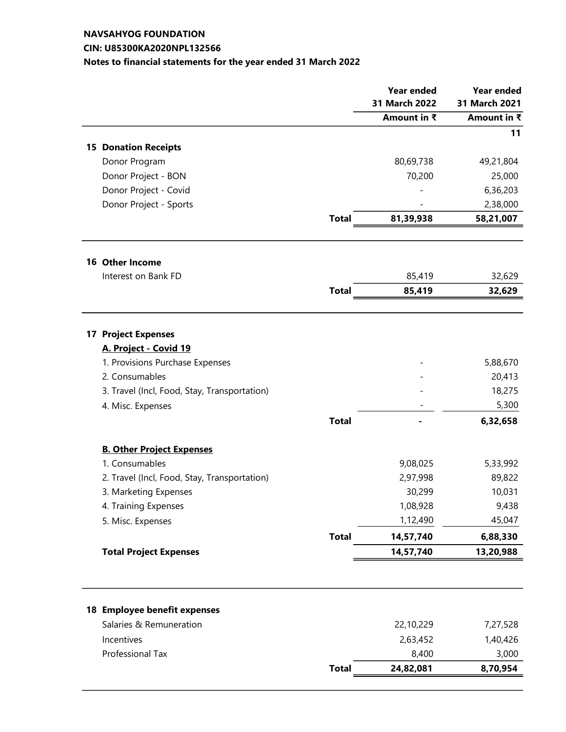**NAVSAHYOG FOUNDATION**

**CIN: U85300KA2020NPL132566**

**Notes to financial statements for the year ended 31 March 2022**

| | | Year ended 31 March 2022 | Year ended 31 March 2021 |
|---|---|---|---|
| | | Amount in ₹ | Amount in ₹ |
| | | | 11 |
| **15 Donation Receipts** | | | |
| Donor Program | | 80,69,738 | 49,21,804 |
| Donor Project - BON | | 70,200 | 25,000 |
| Donor Project - Covid | | - | 6,36,203 |
| Donor Project - Sports | | - | 2,38,000 |
| | **Total** | **81,39,938** | **58,21,007** |

| | | Year ended 31 March 2022 | Year ended 31 March 2021 |
|---|---|---|---|
| **16 Other Income** | | | |
| Interest on Bank FD | | 85,419 | 32,629 |
| | **Total** | **85,419** | **32,629** |

| | | Year ended 31 March 2022 | Year ended 31 March 2021 |
|---|---|---|---|
| **17 Project Expenses** | | | |
| **A. Project - Covid 19** | | | |
| 1. Provisions Purchase Expenses | | - | 5,88,670 |
| 2. Consumables | | - | 20,413 |
| 3. Travel (Incl, Food, Stay, Transportation) | | - | 18,275 |
| 4. Misc. Expenses | | - | 5,300 |
| | **Total** | **-** | **6,32,658** |
| **B. Other Project Expenses** | | | |
| 1. Consumables | | 9,08,025 | 5,33,992 |
| 2. Travel (Incl, Food, Stay, Transportation) | | 2,97,998 | 89,822 |
| 3. Marketing Expenses | | 30,299 | 10,031 |
| 4. Training Expenses | | 1,08,928 | 9,438 |
| 5. Misc. Expenses | | 1,12,490 | 45,047 |
| | **Total** | **14,57,740** | **6,88,330** |
| **Total Project Expenses** | | **14,57,740** | **13,20,988** |

| | | Year ended 31 March 2022 | Year ended 31 March 2021 |
|---|---|---|---|
| **18 Employee benefit expenses** | | | |
| Salaries & Remuneration | | 22,10,229 | 7,27,528 |
| Incentives | | 2,63,452 | 1,40,426 |
| Professional Tax | | 8,400 | 3,000 |
| | **Total** | **24,82,081** | **8,70,954** |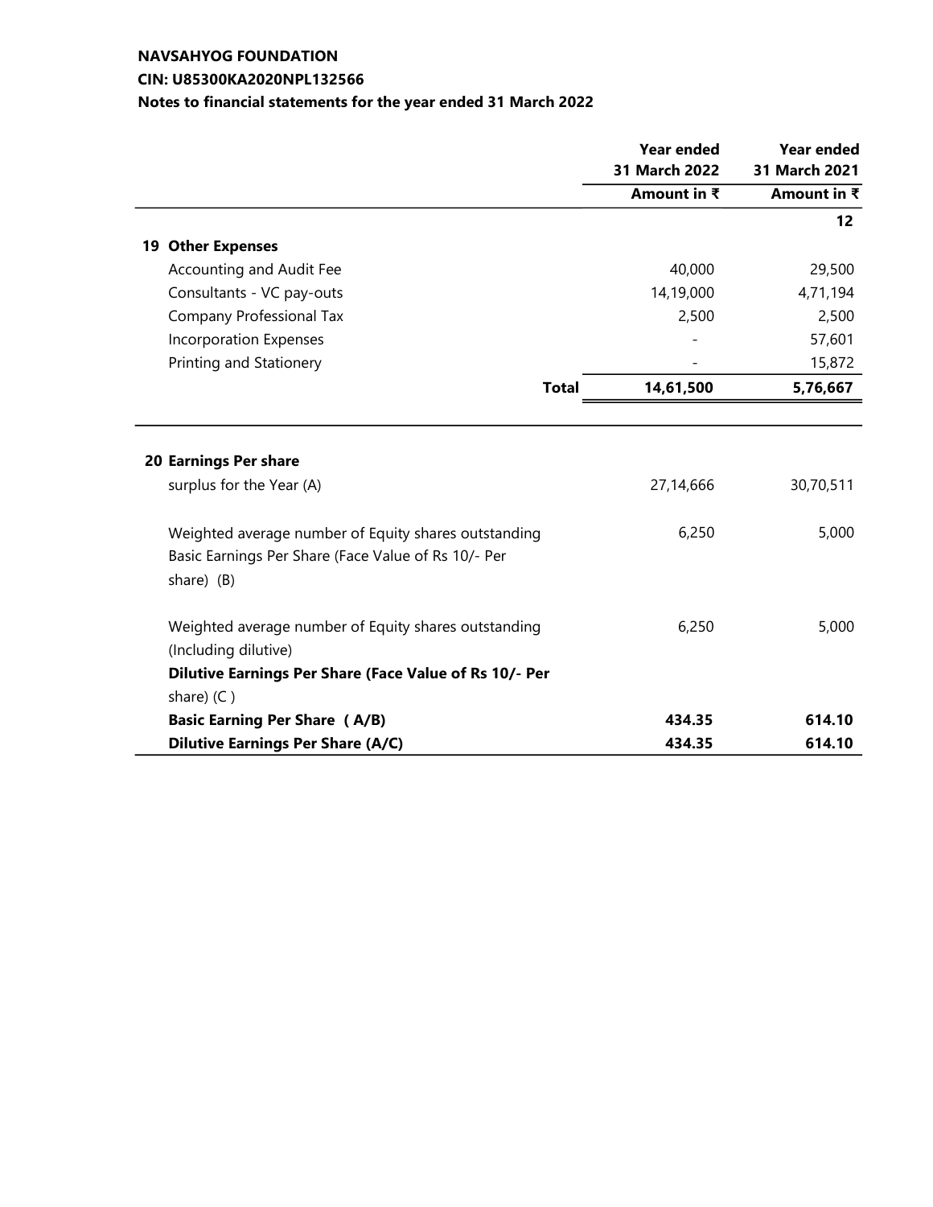**NAVSAHYOG FOUNDATION**

**CIN: U85300KA2020NPL132566**

**Notes to financial statements for the year ended 31 March 2022**

| | Year ended 31 March 2022 | Year ended 31 March 2021 |
|---|---|---|
| | Amount in ₹ | Amount in ₹ |
| | | 12 |
| **19 Other Expenses** | | |
| Accounting and Audit Fee | 40,000 | 29,500 |
| Consultants - VC pay-outs | 14,19,000 | 4,71,194 |
| Company Professional Tax | 2,500 | 2,500 |
| Incorporation Expenses | - | 57,601 |
| Printing and Stationery | - | 15,872 |
| **Total** | **14,61,500** | **5,76,667** |

| | Year ended 31 March 2022 | Year ended 31 March 2021 |
|---|---|---|
| **20 Earnings Per share** | | |
| surplus for the Year (A) | 27,14,666 | 30,70,511 |
| Weighted average number of Equity shares outstanding Basic Earnings Per Share (Face Value of Rs 10/- Per share) (B) | 6,250 | 5,000 |
| Weighted average number of Equity shares outstanding (Including dilutive) **Dilutive Earnings Per Share (Face Value of Rs 10/- Per** share) (C ) | 6,250 | 5,000 |
| **Basic Earning Per Share ( A/B)** | **434.35** | **614.10** |
| **Dilutive Earnings Per Share (A/C)** | **434.35** | **614.10** |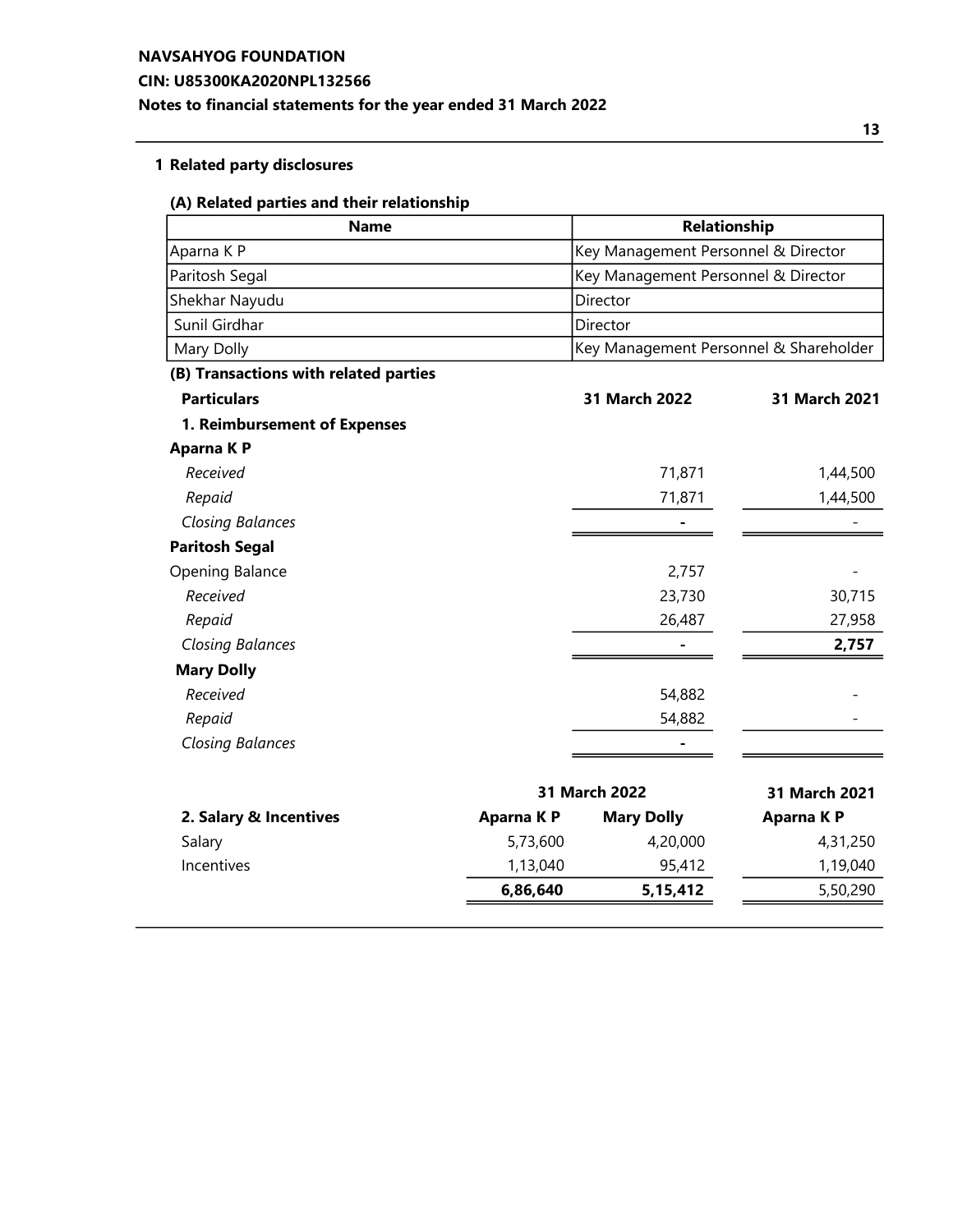**NAVSAHYOG FOUNDATION**

**CIN: U85300KA2020NPL132566**

**Notes to financial statements for the year ended 31 March 2022**

## 1 Related party disclosures

### (A) Related parties and their relationship

| Name | Relationship |
|---|---|
| Aparna K P | Key Management Personnel & Director |
| Paritosh Segal | Key Management Personnel & Director |
| Shekhar Nayudu | Director |
| Sunil Girdhar | Director |
| Mary Dolly | Key Management Personnel & Shareholder |

### (B) Transactions with related parties

| **Particulars** | **31 March 2022** | **31 March 2021** |
|---|---|---|
| **1. Reimbursement of Expenses** | | |
| **Aparna K P** | | |
| *Received* | 71,871 | 1,44,500 |
| *Repaid* | 71,871 | 1,44,500 |
| *Closing Balances* | - | - |
| **Paritosh Segal** | | |
| Opening Balance | 2,757 | - |
| *Received* | 23,730 | 30,715 |
| *Repaid* | 26,487 | 27,958 |
| *Closing Balances* | - | **2,757** |
| **Mary Dolly** | | |
| *Received* | 54,882 | - |
| *Repaid* | 54,882 | - |
| *Closing Balances* | - | |

| | 31 March 2022 | | 31 March 2021 |
|---|---|---|---|
| **2. Salary & Incentives** | **Aparna K P** | **Mary Dolly** | **Aparna K P** |
| Salary | 5,73,600 | 4,20,000 | 4,31,250 |
| Incentives | 1,13,040 | 95,412 | 1,19,040 |
| | **6,86,640** | **5,15,412** | 5,50,290 |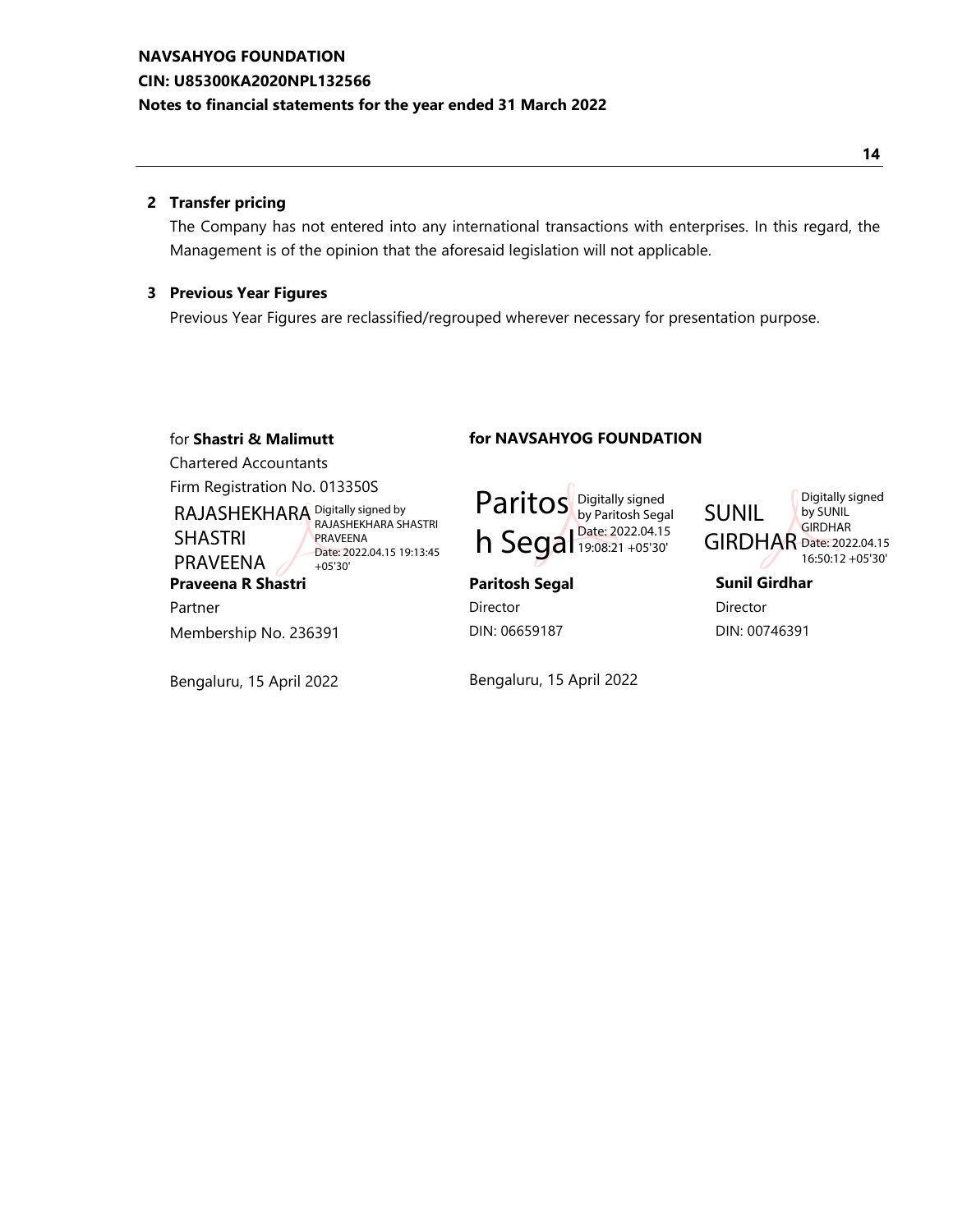**2 Transfer pricing**

The Company has not entered into any international transactions with enterprises. In this regard, the Management is of the opinion that the aforesaid legislation will not applicable.

**3 Previous Year Figures**

Previous Year Figures are reclassified/regrouped wherever necessary for presentation purpose.

for **Shastri & Malimutt**
Chartered Accountants
Firm Registration No. 013350S

RAJASHEKHARA SHASTRI PRAVEENA — Digitally signed by RAJASHEKHARA SHASTRI PRAVEENA Date: 2022.04.15 19:13:45 +05'30'

**Praveena R Shastri**
Partner
Membership No. 236391

Bengaluru, 15 April 2022

**for NAVSAHYOG FOUNDATION**

Paritosh Segal — Digitally signed by Paritosh Segal Date: 2022.04.15 19:08:21 +05'30'

**Paritosh Segal**
Director
DIN: 06659187

SUNIL GIRDHAR — Digitally signed by SUNIL GIRDHAR Date: 2022.04.15 16:50:12 +05'30'

**Sunil Girdhar**
Director
DIN: 00746391

Bengaluru, 15 April 2022